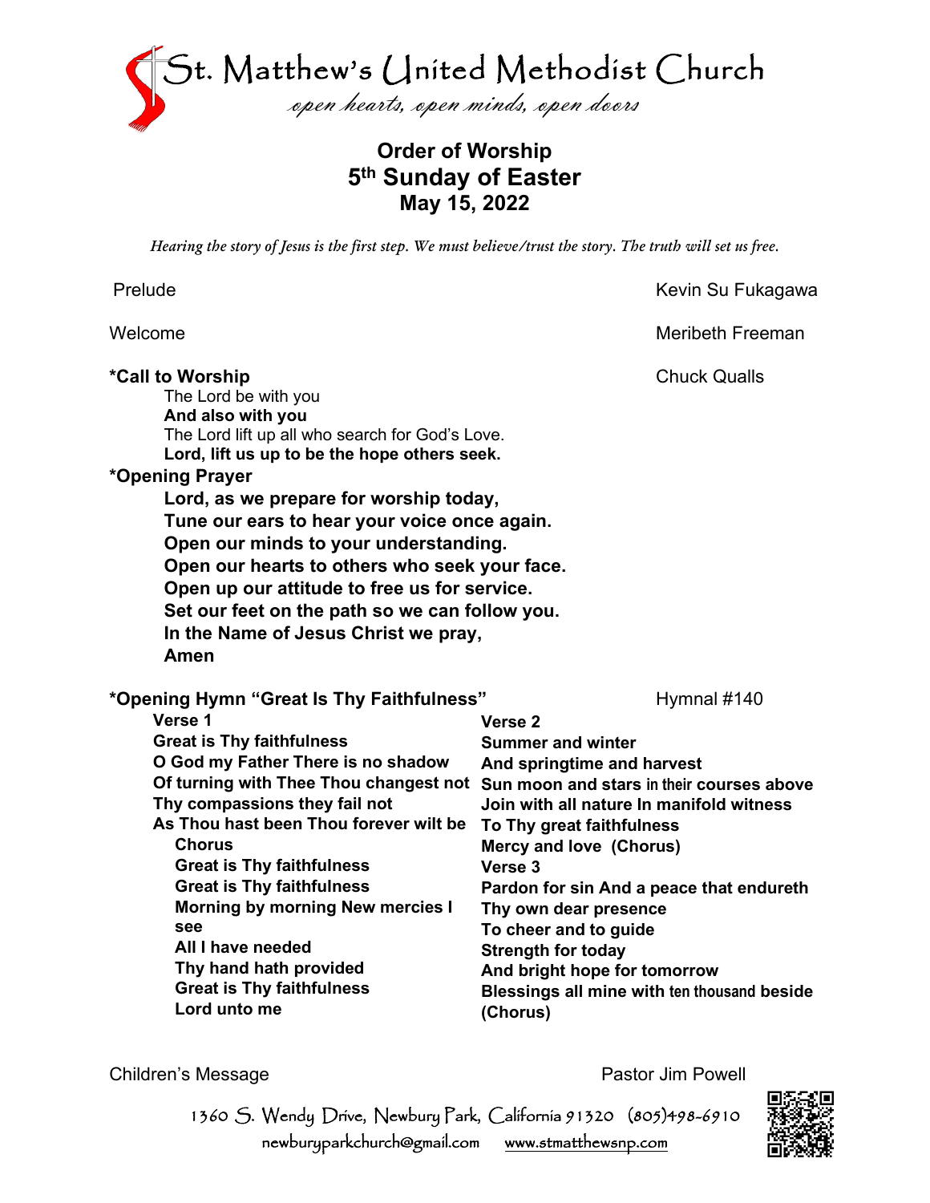# St. Matthew's United Methodist Church

*open hearts, open minds, open doors*

## Order of Worship
## 5th Sunday of Easter
## May 15, 2022

*Hearing the story of Jesus is the first step. We must believe/trust the story. The truth will set us free.*

Prelude — Kevin Su Fukagawa

Welcome — Meribeth Freeman

**\*Call to Worship** — Chuck Qualls

The Lord be with you
**And also with you**
The Lord lift up all who search for God's Love.
**Lord, lift us up to be the hope others seek.**

**\*Opening Prayer**

**Lord, as we prepare for worship today,**
**Tune our ears to hear your voice once again.**
**Open our minds to your understanding.**
**Open our hearts to others who seek your face.**
**Open up our attitude to free us for service.**
**Set our feet on the path so we can follow you.**
**In the Name of Jesus Christ we pray,**
**Amen**

**\*Opening Hymn "Great Is Thy Faithfulness"** — Hymnal #140

**Verse 1**
**Great is Thy faithfulness**
**O God my Father There is no shadow**
**Of turning with Thee Thou changest not**
**Thy compassions they fail not**
**As Thou hast been Thou forever wilt be**

**Chorus**
**Great is Thy faithfulness**
**Great is Thy faithfulness**
**Morning by morning New mercies I see**
**All I have needed**
**Thy hand hath provided**
**Great is Thy faithfulness**
**Lord unto me**

**Verse 2**
**Summer and winter**
**And springtime and harvest**
**Sun moon and stars in their courses above**
**Join with all nature In manifold witness**
**To Thy great faithfulness**
**Mercy and love (Chorus)**

**Verse 3**
**Pardon for sin And a peace that endureth**
**Thy own dear presence**
**To cheer and to guide**
**Strength for today**
**And bright hope for tomorrow**
**Blessings all mine with ten thousand beside**
**(Chorus)**

Children's Message — Pastor Jim Powell

1360 S. Wendy Drive, Newbury Park, California 91320 (805)498-6910
newburyparkchurch@gmail.com www.stmatthewsnp.com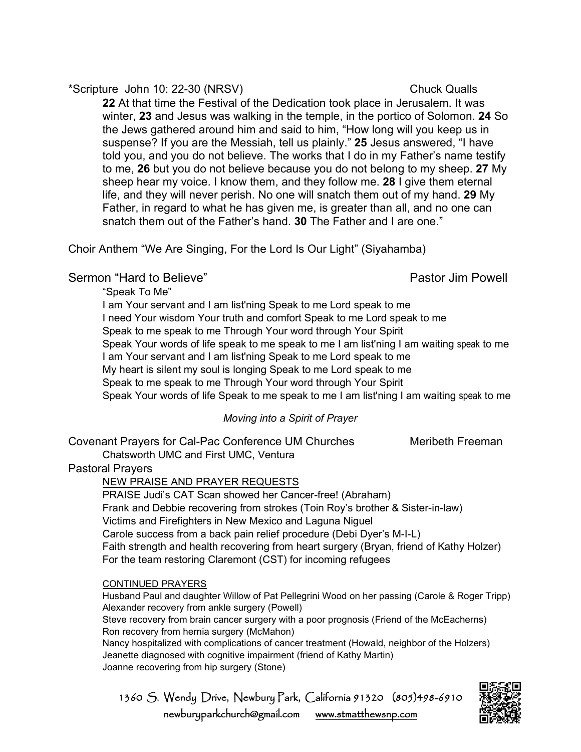*Scripture John 10: 22-30 (NRSV) Chuck Qualls

**22** At that time the Festival of the Dedication took place in Jerusalem. It was winter, **23** and Jesus was walking in the temple, in the portico of Solomon. **24** So the Jews gathered around him and said to him, "How long will you keep us in suspense? If you are the Messiah, tell us plainly." **25** Jesus answered, "I have told you, and you do not believe. The works that I do in my Father's name testify to me, **26** but you do not believe because you do not belong to my sheep. **27** My sheep hear my voice. I know them, and they follow me. **28** I give them eternal life, and they will never perish. No one will snatch them out of my hand. **29** My Father, in regard to what he has given me, is greater than all, and no one can snatch them out of the Father's hand. **30** The Father and I are one."

Choir Anthem "We Are Singing, For the Lord Is Our Light" (Siyahamba)

Sermon "Hard to Believe" Pastor Jim Powell

"Speak To Me"
I am Your servant and I am list'ning Speak to me Lord speak to me
I need Your wisdom Your truth and comfort Speak to me Lord speak to me
Speak to me speak to me Through Your word through Your Spirit
Speak Your words of life speak to me speak to me I am list'ning I am waiting speak to me
I am Your servant and I am list'ning Speak to me Lord speak to me
My heart is silent my soul is longing Speak to me Lord speak to me
Speak to me speak to me Through Your word through Your Spirit
Speak Your words of life Speak to me speak to me I am list'ning I am waiting speak to me

*Moving into a Spirit of Prayer*

Covenant Prayers for Cal-Pac Conference UM Churches Meribeth Freeman
Chatsworth UMC and First UMC, Ventura

Pastoral Prayers

NEW PRAISE AND PRAYER REQUESTS
PRAISE Judi's CAT Scan showed her Cancer-free! (Abraham)
Frank and Debbie recovering from strokes (Toin Roy's brother & Sister-in-law)
Victims and Firefighters in New Mexico and Laguna Niguel
Carole success from a back pain relief procedure (Debi Dyer's M-I-L)
Faith strength and health recovering from heart surgery (Bryan, friend of Kathy Holzer)
For the team restoring Claremont (CST) for incoming refugees

CONTINUED PRAYERS
Husband Paul and daughter Willow of Pat Pellegrini Wood on her passing (Carole & Roger Tripp)
Alexander recovery from ankle surgery (Powell)
Steve recovery from brain cancer surgery with a poor prognosis (Friend of the McEacherns)
Ron recovery from hernia surgery (McMahon)
Nancy hospitalized with complications of cancer treatment (Howald, neighbor of the Holzers)
Jeanette diagnosed with cognitive impairment (friend of Kathy Martin)
Joanne recovering from hip surgery (Stone)

1360 S. Wendy Drive, Newbury Park, California 91320 (805)498-6910
newburyparkchurch@gmail.com www.stmatthewsnp.com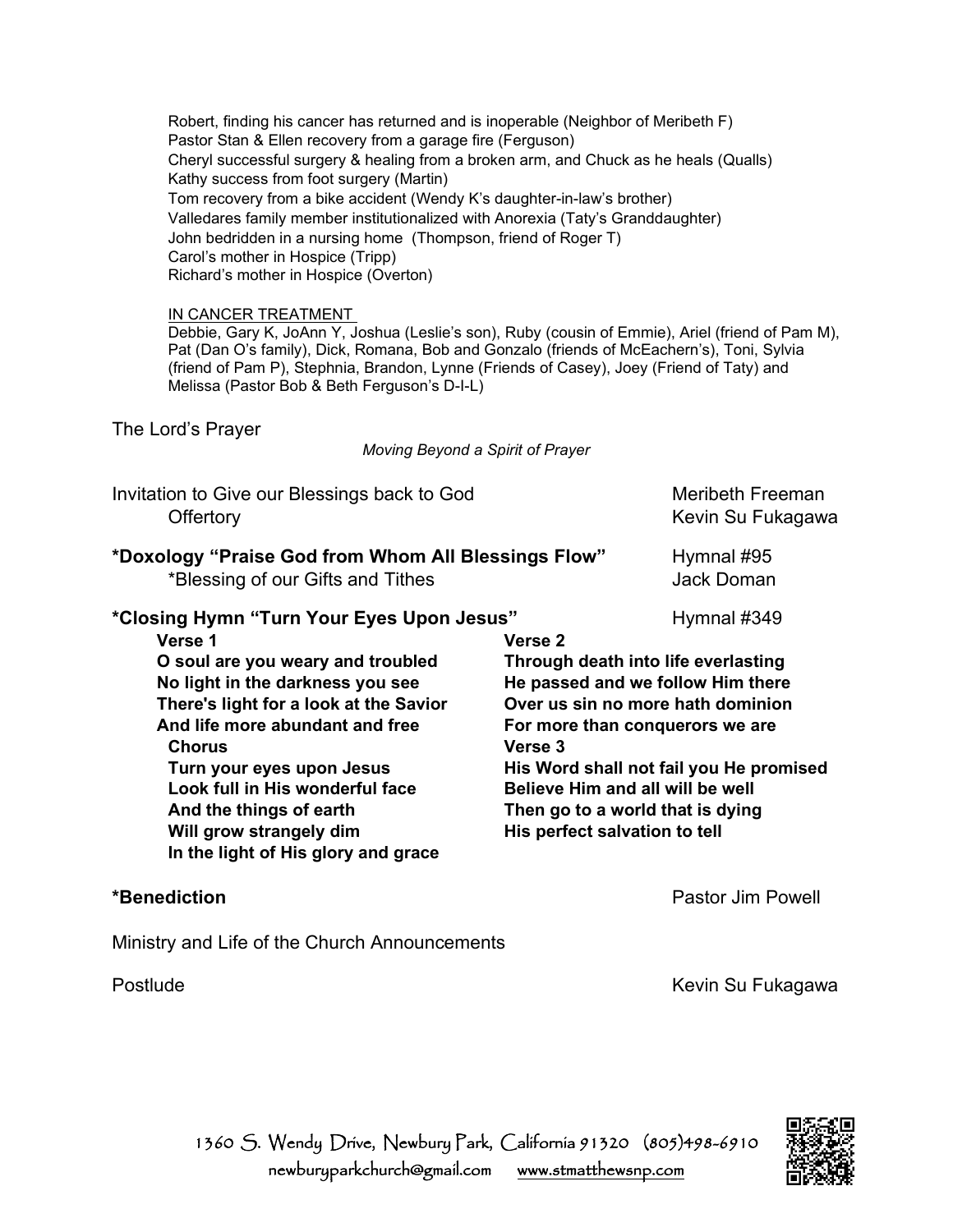Robert, finding his cancer has returned and is inoperable (Neighbor of Meribeth F)
Pastor Stan & Ellen recovery from a garage fire (Ferguson)
Cheryl successful surgery & healing from a broken arm, and Chuck as he heals (Qualls)
Kathy success from foot surgery (Martin)
Tom recovery from a bike accident (Wendy K's daughter-in-law's brother)
Valledares family member institutionalized with Anorexia (Taty's Granddaughter)
John bedridden in a nursing home (Thompson, friend of Roger T)
Carol's mother in Hospice (Tripp)
Richard's mother in Hospice (Overton)

IN CANCER TREATMENT
Debbie, Gary K, JoAnn Y, Joshua (Leslie's son), Ruby (cousin of Emmie), Ariel (friend of Pam M), Pat (Dan O's family), Dick, Romana, Bob and Gonzalo (friends of McEachern's), Toni, Sylvia (friend of Pam P), Stephnia, Brandon, Lynne (Friends of Casey), Joey (Friend of Taty) and Melissa (Pastor Bob & Beth Ferguson's D-I-L)

The Lord's Prayer

*Moving Beyond a Spirit of Prayer*

Invitation to Give our Blessings back to God — Meribeth Freeman
Offertory — Kevin Su Fukagawa

**\*Doxology "Praise God from Whom All Blessings Flow"** — Hymnal #95
\*Blessing of our Gifts and Tithes — Jack Doman

**\*Closing Hymn "Turn Your Eyes Upon Jesus"** — Hymnal #349

**Verse 1**
**O soul are you weary and troubled**
**No light in the darkness you see**
**There's light for a look at the Savior**
**And life more abundant and free**

**Chorus**
**Turn your eyes upon Jesus**
**Look full in His wonderful face**
**And the things of earth**
**Will grow strangely dim**
**In the light of His glory and grace**

**Verse 2**
**Through death into life everlasting**
**He passed and we follow Him there**
**Over us sin no more hath dominion**
**For more than conquerors we are**

**Verse 3**
**His Word shall not fail you He promised**
**Believe Him and all will be well**
**Then go to a world that is dying**
**His perfect salvation to tell**

**\*Benediction** — Pastor Jim Powell

Ministry and Life of the Church Announcements

Postlude — Kevin Su Fukagawa

1360 S. Wendy Drive, Newbury Park, California 91320 (805)498-6910
newburyparkchurch@gmail.com www.stmatthewsnp.com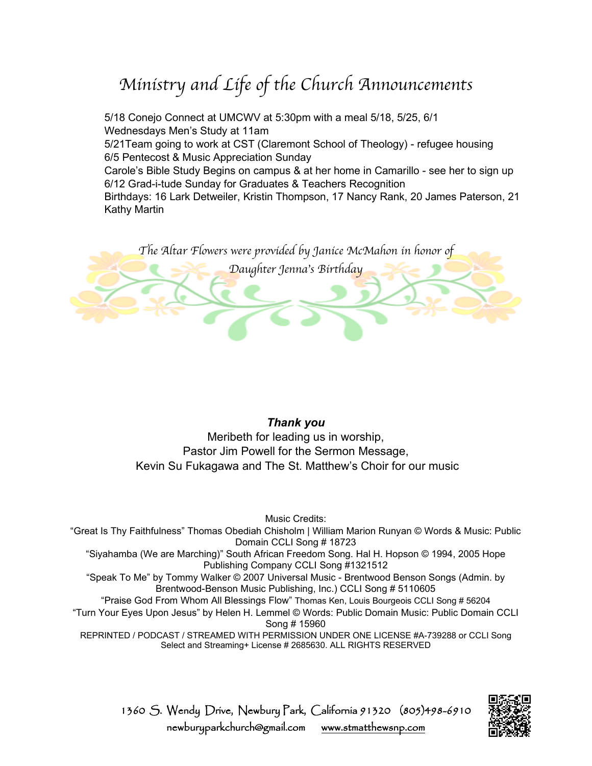# Ministry and Life of the Church Announcements

5/18 Conejo Connect at UMCWV at 5:30pm with a meal 5/18, 5/25, 6/1
Wednesdays Men's Study at 11am
5/21Team going to work at CST (Claremont School of Theology) - refugee housing
6/5 Pentecost & Music Appreciation Sunday
Carole's Bible Study Begins on campus & at her home in Camarillo - see her to sign up
6/12 Grad-i-tude Sunday for Graduates & Teachers Recognition
Birthdays: 16 Lark Detweiler, Kristin Thompson, 17 Nancy Rank, 20 James Paterson, 21 Kathy Martin

*The Altar Flowers were provided by Janice McMahon in honor of Daughter Jenna's Birthday*

***Thank you***

Meribeth for leading us in worship,
Pastor Jim Powell for the Sermon Message,
Kevin Su Fukagawa and The St. Matthew's Choir for our music

Music Credits:
"Great Is Thy Faithfulness" Thomas Obediah Chisholm | William Marion Runyan © Words & Music: Public Domain CCLI Song # 18723
"Siyahamba (We are Marching)" South African Freedom Song. Hal H. Hopson © 1994, 2005 Hope Publishing Company CCLI Song #1321512
"Speak To Me" by Tommy Walker © 2007 Universal Music - Brentwood Benson Songs (Admin. by Brentwood-Benson Music Publishing, Inc.) CCLI Song # 5110605
"Praise God From Whom All Blessings Flow" Thomas Ken, Louis Bourgeois CCLI Song # 56204
"Turn Your Eyes Upon Jesus" by Helen H. Lemmel © Words: Public Domain Music: Public Domain CCLI Song # 15960
REPRINTED / PODCAST / STREAMED WITH PERMISSION UNDER ONE LICENSE #A-739288 or CCLI Song Select and Streaming+ License # 2685630. ALL RIGHTS RESERVED

1360 S. Wendy Drive, Newbury Park, California 91320 (805)498-6910
newburyparkchurch@gmail.com www.stmatthewsnp.com